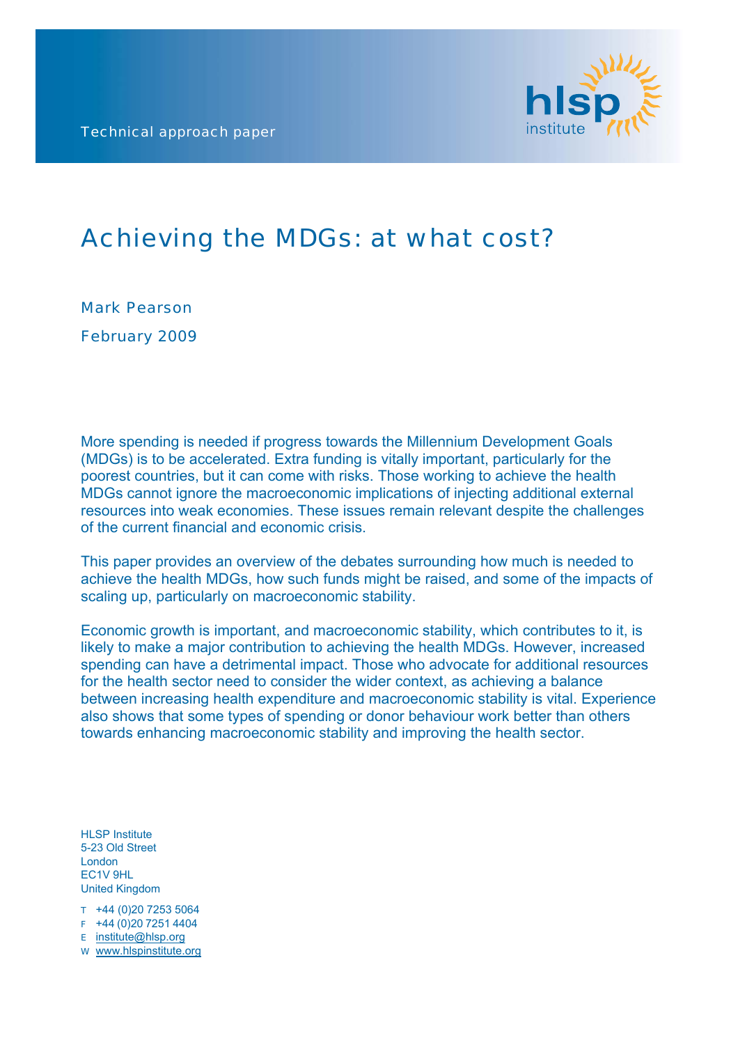Technical approach paper

# Achieving the MDGs: at what cost?

Mark Pearson

February 2009

More spending is needed if progress towards the Millennium Development Goals (MDGs) is to be accelerated. Extra funding is vitally important, particularly for the poorest countries, but it can come with risks. Those working to achieve the health MDGs cannot ignore the macroeconomic implications of injecting additional external resources into weak economies. These issues remain relevant despite the challenges of the current financial and economic crisis.

This paper provides an overview of the debates surrounding how much is needed to achieve the health MDGs, how such funds might be raised, and some of the impacts of scaling up, particularly on macroeconomic stability.

Economic growth is important, and macroeconomic stability, which contributes to it, is likely to make a major contribution to achieving the health MDGs. However, increased spending can have a detrimental impact. Those who advocate for additional resources for the health sector need to consider the wider context, as achieving a balance between increasing health expenditure and macroeconomic stability is vital. Experience also shows that some types of spending or donor behaviour work better than others towards enhancing macroeconomic stability and improving the health sector.

HLSP Institute
5-23 Old Street
London
EC1V 9HL
United Kingdom

T +44 (0)20 7253 5064
F +44 (0)20 7251 4404
E institute@hlsp.org
W www.hlspinstitute.org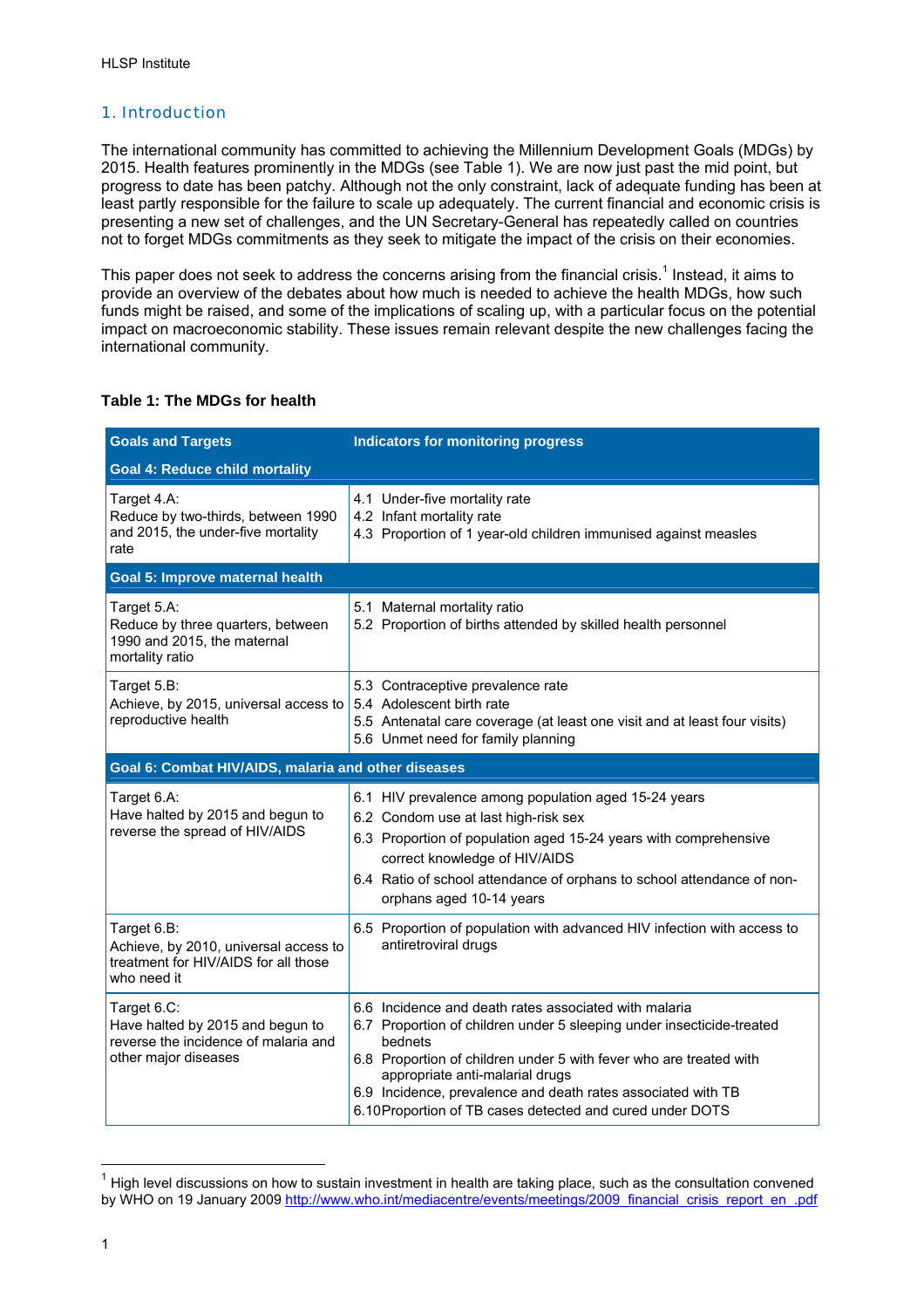## 1. Introduction

The international community has committed to achieving the Millennium Development Goals (MDGs) by 2015. Health features prominently in the MDGs (see Table 1). We are now just past the mid point, but progress to date has been patchy. Although not the only constraint, lack of adequate funding has been at least partly responsible for the failure to scale up adequately. The current financial and economic crisis is presenting a new set of challenges, and the UN Secretary-General has repeatedly called on countries not to forget MDGs commitments as they seek to mitigate the impact of the crisis on their economies.

This paper does not seek to address the concerns arising from the financial crisis.[1] Instead, it aims to provide an overview of the debates about how much is needed to achieve the health MDGs, how such funds might be raised, and some of the implications of scaling up, with a particular focus on the potential impact on macroeconomic stability. These issues remain relevant despite the new challenges facing the international community.

**Table 1: The MDGs for health**

| Goals and Targets | Indicators for monitoring progress |
|---|---|
| **Goal 4: Reduce child mortality** | |
| Target 4.A: Reduce by two-thirds, between 1990 and 2015, the under-five mortality rate | 4.1 Under-five mortality rate<br>4.2 Infant mortality rate<br>4.3 Proportion of 1 year-old children immunised against measles |
| **Goal 5: Improve maternal health** | |
| Target 5.A: Reduce by three quarters, between 1990 and 2015, the maternal mortality ratio | 5.1 Maternal mortality ratio<br>5.2 Proportion of births attended by skilled health personnel |
| Target 5.B: Achieve, by 2015, universal access to reproductive health | 5.3 Contraceptive prevalence rate<br>5.4 Adolescent birth rate<br>5.5 Antenatal care coverage (at least one visit and at least four visits)<br>5.6 Unmet need for family planning |
| **Goal 6: Combat HIV/AIDS, malaria and other diseases** | |
| Target 6.A: Have halted by 2015 and begun to reverse the spread of HIV/AIDS | 6.1 HIV prevalence among population aged 15-24 years<br>6.2 Condom use at last high-risk sex<br>6.3 Proportion of population aged 15-24 years with comprehensive correct knowledge of HIV/AIDS<br>6.4 Ratio of school attendance of orphans to school attendance of non-orphans aged 10-14 years |
| Target 6.B: Achieve, by 2010, universal access to treatment for HIV/AIDS for all those who need it | 6.5 Proportion of population with advanced HIV infection with access to antiretroviral drugs |
| Target 6.C: Have halted by 2015 and begun to reverse the incidence of malaria and other major diseases | 6.6 Incidence and death rates associated with malaria<br>6.7 Proportion of children under 5 sleeping under insecticide-treated bednets<br>6.8 Proportion of children under 5 with fever who are treated with appropriate anti-malarial drugs<br>6.9 Incidence, prevalence and death rates associated with TB<br>6.10 Proportion of TB cases detected and cured under DOTS |

[1] High level discussions on how to sustain investment in health are taking place, such as the consultation convened by WHO on 19 January 2009 http://www.who.int/mediacentre/events/meetings/2009_financial_crisis_report_en_.pdf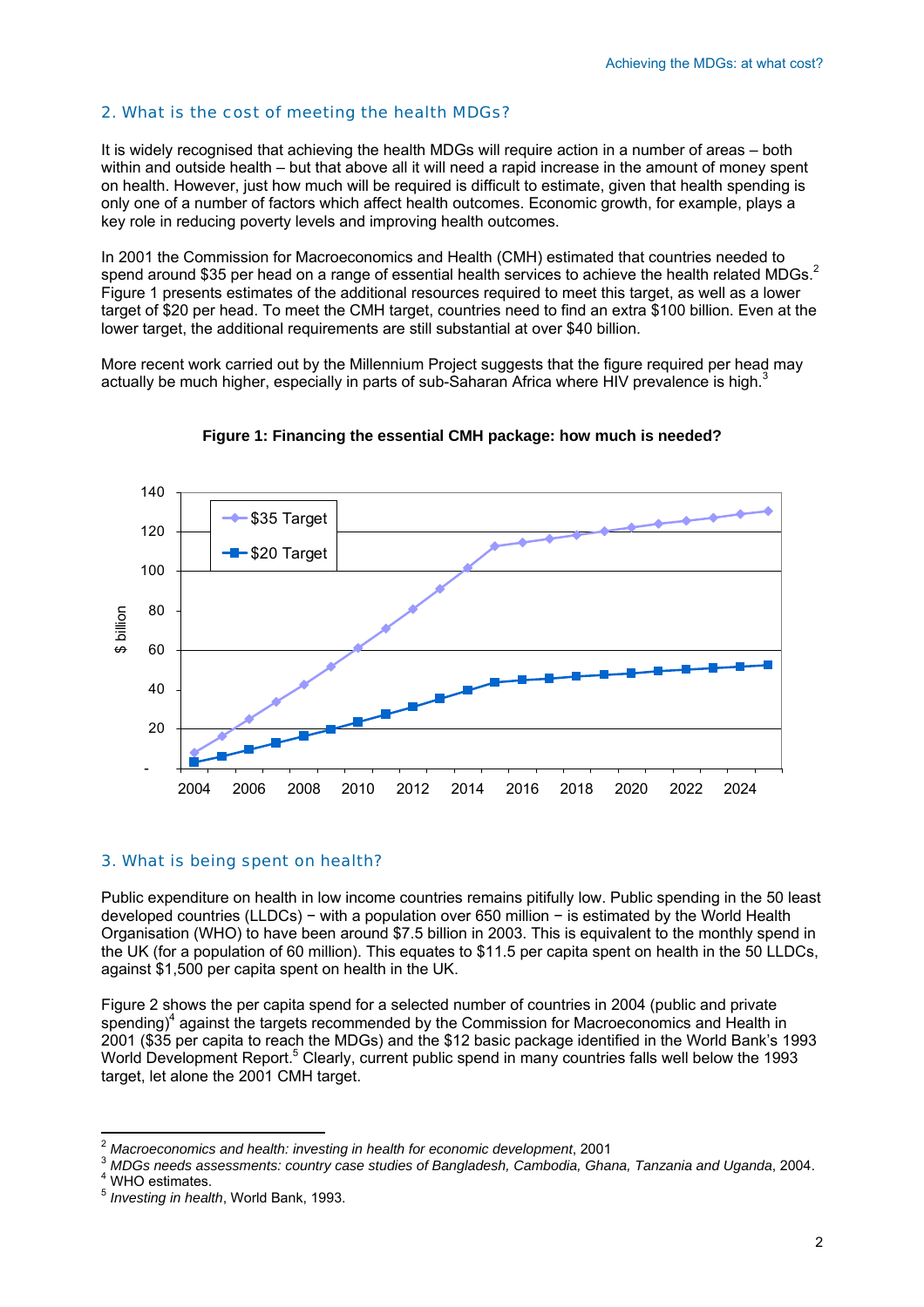## 2. What is the cost of meeting the health MDGs?

It is widely recognised that achieving the health MDGs will require action in a number of areas – both within and outside health – but that above all it will need a rapid increase in the amount of money spent on health. However, just how much will be required is difficult to estimate, given that health spending is only one of a number of factors which affect health outcomes. Economic growth, for example, plays a key role in reducing poverty levels and improving health outcomes.

In 2001 the Commission for Macroeconomics and Health (CMH) estimated that countries needed to spend around $35 per head on a range of essential health services to achieve the health related MDGs.[2] Figure 1 presents estimates of the additional resources required to meet this target, as well as a lower target of $20 per head. To meet the CMH target, countries need to find an extra $100 billion. Even at the lower target, the additional requirements are still substantial at over $40 billion.

More recent work carried out by the Millennium Project suggests that the figure required per head may actually be much higher, especially in parts of sub-Saharan Africa where HIV prevalence is high.[3]

**Figure 1: Financing the essential CMH package: how much is needed?**

## 3. What is being spent on health?

Public expenditure on health in low income countries remains pitifully low. Public spending in the 50 least developed countries (LLDCs) − with a population over 650 million − is estimated by the World Health Organisation (WHO) to have been around $7.5 billion in 2003. This is equivalent to the monthly spend in the UK (for a population of 60 million). This equates to $11.5 per capita spent on health in the 50 LLDCs, against $1,500 per capita spent on health in the UK.

Figure 2 shows the per capita spend for a selected number of countries in 2004 (public and private spending)[4] against the targets recommended by the Commission for Macroeconomics and Health in 2001 ($35 per capita to reach the MDGs) and the $12 basic package identified in the World Bank's 1993 World Development Report.[5] Clearly, current public spend in many countries falls well below the 1993 target, let alone the 2001 CMH target.

---

[2] *Macroeconomics and health: investing in health for economic development*, 2001

[3] *MDGs needs assessments: country case studies of Bangladesh, Cambodia, Ghana, Tanzania and Uganda*, 2004.

[4] WHO estimates.

[5] *Investing in health*, World Bank, 1993.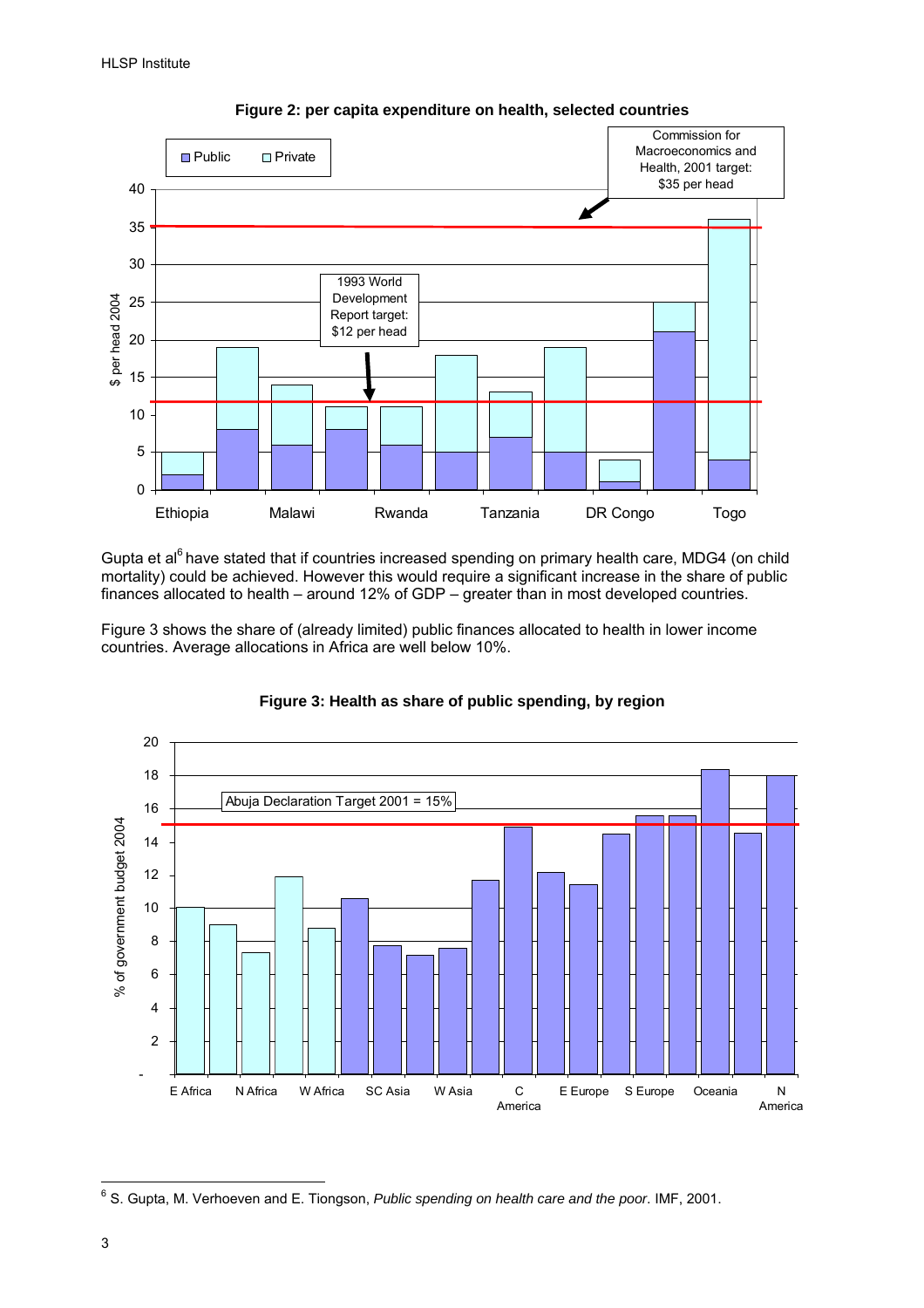**Figure 2: per capita expenditure on health, selected countries**

Gupta et al[6] have stated that if countries increased spending on primary health care, MDG4 (on child mortality) could be achieved. However this would require a significant increase in the share of public finances allocated to health – around 12% of GDP – greater than in most developed countries.

Figure 3 shows the share of (already limited) public finances allocated to health in lower income countries. Average allocations in Africa are well below 10%.

**Figure 3: Health as share of public spending, by region**

---

[6] S. Gupta, M. Verhoeven and E. Tiongson, *Public spending on health care and the poor*. IMF, 2001.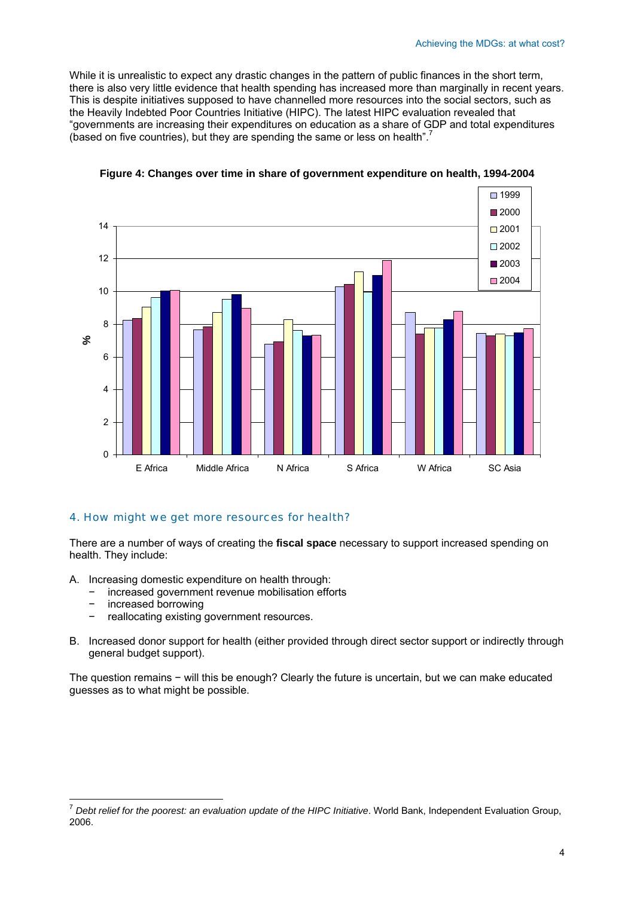While it is unrealistic to expect any drastic changes in the pattern of public finances in the short term, there is also very little evidence that health spending has increased more than marginally in recent years. This is despite initiatives supposed to have channelled more resources into the social sectors, such as the Heavily Indebted Poor Countries Initiative (HIPC). The latest HIPC evaluation revealed that "governments are increasing their expenditures on education as a share of GDP and total expenditures (based on five countries), but they are spending the same or less on health".[7]

**Figure 4: Changes over time in share of government expenditure on health, 1994-2004**

## 4. How might we get more resources for health?

There are a number of ways of creating the **fiscal space** necessary to support increased spending on health. They include:

A. Increasing domestic expenditure on health through:
   - increased government revenue mobilisation efforts
   - increased borrowing
   - reallocating existing government resources.

B. Increased donor support for health (either provided through direct sector support or indirectly through general budget support).

The question remains − will this be enough? Clearly the future is uncertain, but we can make educated guesses as to what might be possible.

[7] *Debt relief for the poorest: an evaluation update of the HIPC Initiative*. World Bank, Independent Evaluation Group, 2006.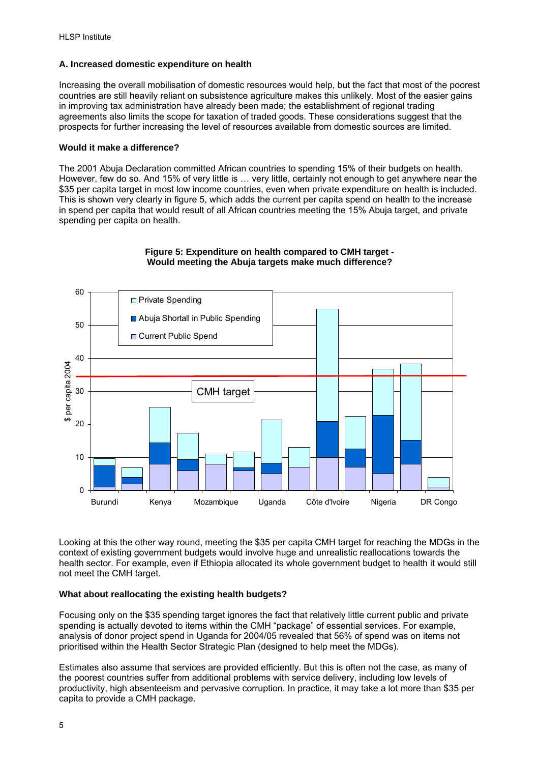### A. Increased domestic expenditure on health

Increasing the overall mobilisation of domestic resources would help, but the fact that most of the poorest countries are still heavily reliant on subsistence agriculture makes this unlikely. Most of the easier gains in improving tax administration have already been made; the establishment of regional trading agreements also limits the scope for taxation of traded goods. These considerations suggest that the prospects for further increasing the level of resources available from domestic sources are limited.

#### Would it make a difference?

The 2001 Abuja Declaration committed African countries to spending 15% of their budgets on health. However, few do so. And 15% of very little is … very little, certainly not enough to get anywhere near the $35 per capita target in most low income countries, even when private expenditure on health is included. This is shown very clearly in figure 5, which adds the current per capita spend on health to the increase in spend per capita that would result of all African countries meeting the 15% Abuja target, and private spending per capita on health.

**Figure 5: Expenditure on health compared to CMH target - Would meeting the Abuja targets make much difference?**

Looking at this the other way round, meeting the $35 per capita CMH target for reaching the MDGs in the context of existing government budgets would involve huge and unrealistic reallocations towards the health sector. For example, even if Ethiopia allocated its whole government budget to health it would still not meet the CMH target.

#### What about reallocating the existing health budgets?

Focusing only on the $35 spending target ignores the fact that relatively little current public and private spending is actually devoted to items within the CMH "package" of essential services. For example, analysis of donor project spend in Uganda for 2004/05 revealed that 56% of spend was on items not prioritised within the Health Sector Strategic Plan (designed to help meet the MDGs).

Estimates also assume that services are provided efficiently. But this is often not the case, as many of the poorest countries suffer from additional problems with service delivery, including low levels of productivity, high absenteeism and pervasive corruption. In practice, it may take a lot more than $35 per capita to provide a CMH package.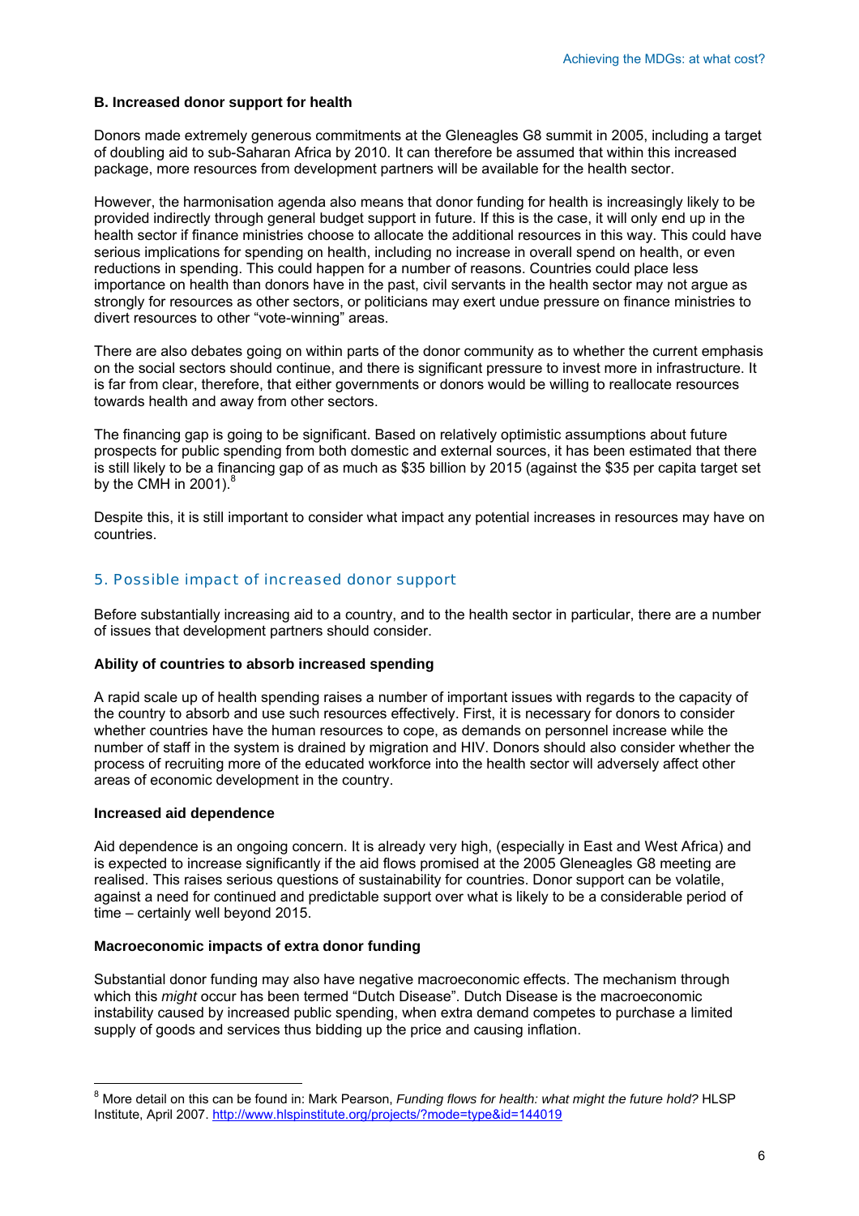**B. Increased donor support for health**

Donors made extremely generous commitments at the Gleneagles G8 summit in 2005, including a target of doubling aid to sub-Saharan Africa by 2010. It can therefore be assumed that within this increased package, more resources from development partners will be available for the health sector.

However, the harmonisation agenda also means that donor funding for health is increasingly likely to be provided indirectly through general budget support in future. If this is the case, it will only end up in the health sector if finance ministries choose to allocate the additional resources in this way. This could have serious implications for spending on health, including no increase in overall spend on health, or even reductions in spending. This could happen for a number of reasons. Countries could place less importance on health than donors have in the past, civil servants in the health sector may not argue as strongly for resources as other sectors, or politicians may exert undue pressure on finance ministries to divert resources to other "vote-winning" areas.

There are also debates going on within parts of the donor community as to whether the current emphasis on the social sectors should continue, and there is significant pressure to invest more in infrastructure. It is far from clear, therefore, that either governments or donors would be willing to reallocate resources towards health and away from other sectors.

The financing gap is going to be significant. Based on relatively optimistic assumptions about future prospects for public spending from both domestic and external sources, it has been estimated that there is still likely to be a financing gap of as much as $35 billion by 2015 (against the $35 per capita target set by the CMH in 2001).[8]

Despite this, it is still important to consider what impact any potential increases in resources may have on countries.

## 5. Possible impact of increased donor support

Before substantially increasing aid to a country, and to the health sector in particular, there are a number of issues that development partners should consider.

**Ability of countries to absorb increased spending**

A rapid scale up of health spending raises a number of important issues with regards to the capacity of the country to absorb and use such resources effectively. First, it is necessary for donors to consider whether countries have the human resources to cope, as demands on personnel increase while the number of staff in the system is drained by migration and HIV. Donors should also consider whether the process of recruiting more of the educated workforce into the health sector will adversely affect other areas of economic development in the country.

**Increased aid dependence**

Aid dependence is an ongoing concern. It is already very high, (especially in East and West Africa) and is expected to increase significantly if the aid flows promised at the 2005 Gleneagles G8 meeting are realised. This raises serious questions of sustainability for countries. Donor support can be volatile, against a need for continued and predictable support over what is likely to be a considerable period of time – certainly well beyond 2015.

**Macroeconomic impacts of extra donor funding**

Substantial donor funding may also have negative macroeconomic effects. The mechanism through which this *might* occur has been termed "Dutch Disease". Dutch Disease is the macroeconomic instability caused by increased public spending, when extra demand competes to purchase a limited supply of goods and services thus bidding up the price and causing inflation.

---

[8] More detail on this can be found in: Mark Pearson, *Funding flows for health: what might the future hold?* HLSP Institute, April 2007. http://www.hlspinstitute.org/projects/?mode=type&id=144019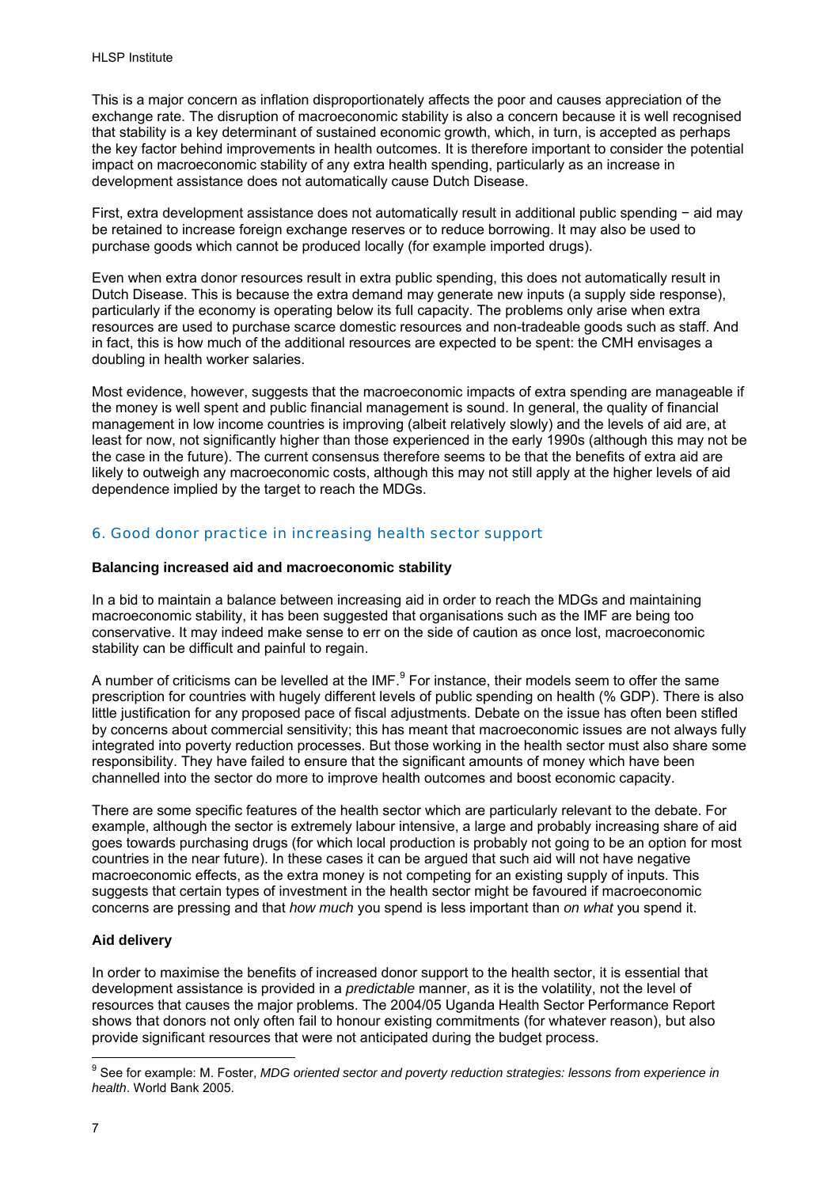This is a major concern as inflation disproportionately affects the poor and causes appreciation of the exchange rate. The disruption of macroeconomic stability is also a concern because it is well recognised that stability is a key determinant of sustained economic growth, which, in turn, is accepted as perhaps the key factor behind improvements in health outcomes. It is therefore important to consider the potential impact on macroeconomic stability of any extra health spending, particularly as an increase in development assistance does not automatically cause Dutch Disease.

First, extra development assistance does not automatically result in additional public spending − aid may be retained to increase foreign exchange reserves or to reduce borrowing. It may also be used to purchase goods which cannot be produced locally (for example imported drugs).

Even when extra donor resources result in extra public spending, this does not automatically result in Dutch Disease. This is because the extra demand may generate new inputs (a supply side response), particularly if the economy is operating below its full capacity. The problems only arise when extra resources are used to purchase scarce domestic resources and non-tradeable goods such as staff. And in fact, this is how much of the additional resources are expected to be spent: the CMH envisages a doubling in health worker salaries.

Most evidence, however, suggests that the macroeconomic impacts of extra spending are manageable if the money is well spent and public financial management is sound. In general, the quality of financial management in low income countries is improving (albeit relatively slowly) and the levels of aid are, at least for now, not significantly higher than those experienced in the early 1990s (although this may not be the case in the future). The current consensus therefore seems to be that the benefits of extra aid are likely to outweigh any macroeconomic costs, although this may not still apply at the higher levels of aid dependence implied by the target to reach the MDGs.

## 6. Good donor practice in increasing health sector support

### Balancing increased aid and macroeconomic stability

In a bid to maintain a balance between increasing aid in order to reach the MDGs and maintaining macroeconomic stability, it has been suggested that organisations such as the IMF are being too conservative. It may indeed make sense to err on the side of caution as once lost, macroeconomic stability can be difficult and painful to regain.

A number of criticisms can be levelled at the IMF.[9] For instance, their models seem to offer the same prescription for countries with hugely different levels of public spending on health (% GDP). There is also little justification for any proposed pace of fiscal adjustments. Debate on the issue has often been stifled by concerns about commercial sensitivity; this has meant that macroeconomic issues are not always fully integrated into poverty reduction processes. But those working in the health sector must also share some responsibility. They have failed to ensure that the significant amounts of money which have been channelled into the sector do more to improve health outcomes and boost economic capacity.

There are some specific features of the health sector which are particularly relevant to the debate. For example, although the sector is extremely labour intensive, a large and probably increasing share of aid goes towards purchasing drugs (for which local production is probably not going to be an option for most countries in the near future). In these cases it can be argued that such aid will not have negative macroeconomic effects, as the extra money is not competing for an existing supply of inputs. This suggests that certain types of investment in the health sector might be favoured if macroeconomic concerns are pressing and that *how much* you spend is less important than *on what* you spend it.

### Aid delivery

In order to maximise the benefits of increased donor support to the health sector, it is essential that development assistance is provided in a *predictable* manner, as it is the volatility, not the level of resources that causes the major problems. The 2004/05 Uganda Health Sector Performance Report shows that donors not only often fail to honour existing commitments (for whatever reason), but also provide significant resources that were not anticipated during the budget process.

[9] See for example: M. Foster, *MDG oriented sector and poverty reduction strategies: lessons from experience in health*. World Bank 2005.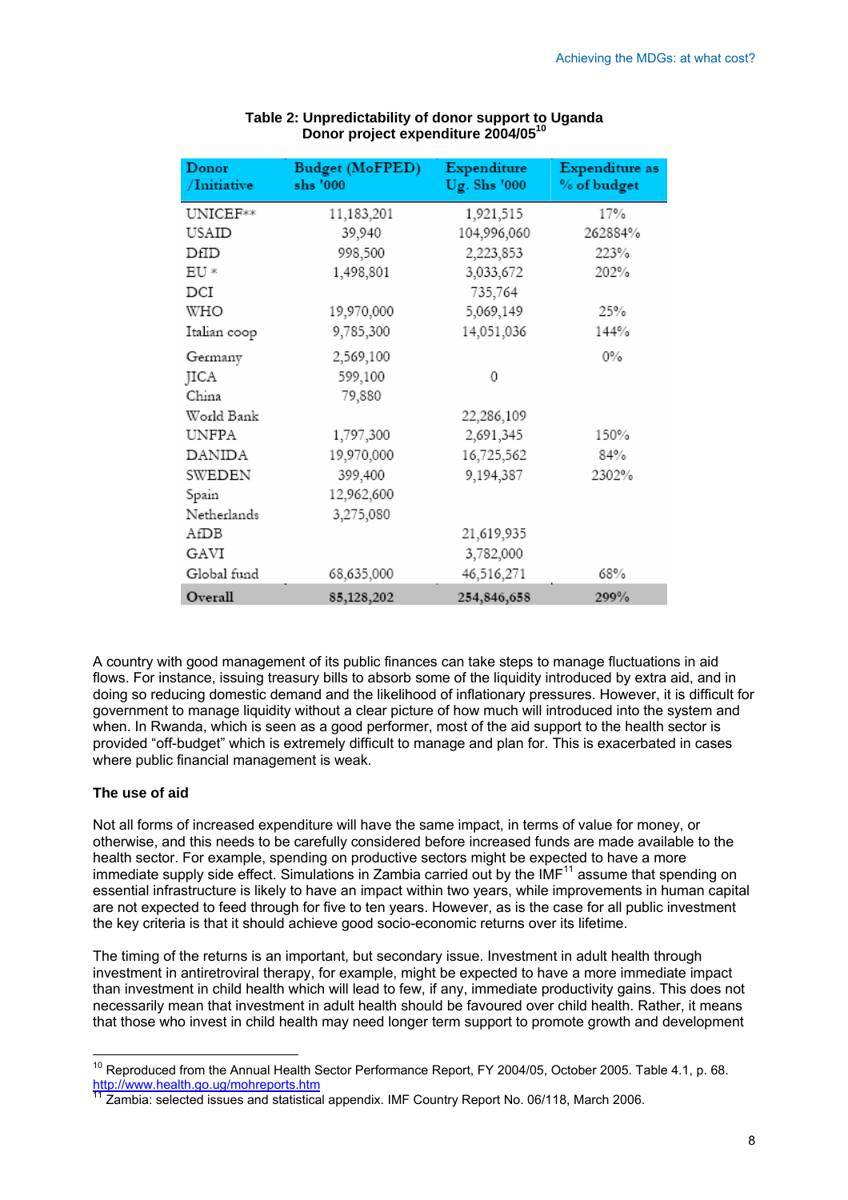**Table 2: Unpredictability of donor support to Uganda**
**Donor project expenditure 2004/05[10]**

| Donor /Initiative | Budget (MoFPED) shs '000 | Expenditure Ug. Shs '000 | Expenditure as % of budget |
|---|---|---|---|
| UNICEF** | 11,183,201 | 1,921,515 | 17% |
| USAID | 39,940 | 104,996,060 | 262884% |
| DfID | 998,500 | 2,223,853 | 223% |
| EU * | 1,498,801 | 3,033,672 | 202% |
| DCI | | 735,764 | |
| WHO | 19,970,000 | 5,069,149 | 25% |
| Italian coop | 9,785,300 | 14,051,036 | 144% |
| Germany | 2,569,100 | | 0% |
| JICA | 599,100 | 0 | |
| China | 79,880 | | |
| World Bank | | 22,286,109 | |
| UNFPA | 1,797,300 | 2,691,345 | 150% |
| DANIDA | 19,970,000 | 16,725,562 | 84% |
| SWEDEN | 399,400 | 9,194,387 | 2302% |
| Spain | 12,962,600 | | |
| Netherlands | 3,275,080 | | |
| AfDB | | 21,619,935 | |
| GAVI | | 3,782,000 | |
| Global fund | 68,635,000 | 46,516,271 | 68% |
| **Overall** | **85,128,202** | **254,846,658** | **299%** |

A country with good management of its public finances can take steps to manage fluctuations in aid flows. For instance, issuing treasury bills to absorb some of the liquidity introduced by extra aid, and in doing so reducing domestic demand and the likelihood of inflationary pressures. However, it is difficult for government to manage liquidity without a clear picture of how much will introduced into the system and when. In Rwanda, which is seen as a good performer, most of the aid support to the health sector is provided "off-budget" which is extremely difficult to manage and plan for. This is exacerbated in cases where public financial management is weak.

**The use of aid**

Not all forms of increased expenditure will have the same impact, in terms of value for money, or otherwise, and this needs to be carefully considered before increased funds are made available to the health sector. For example, spending on productive sectors might be expected to have a more immediate supply side effect. Simulations in Zambia carried out by the IMF[11] assume that spending on essential infrastructure is likely to have an impact within two years, while improvements in human capital are not expected to feed through for five to ten years. However, as is the case for all public investment the key criteria is that it should achieve good socio-economic returns over its lifetime.

The timing of the returns is an important, but secondary issue. Investment in adult health through investment in antiretroviral therapy, for example, might be expected to have a more immediate impact than investment in child health which will lead to few, if any, immediate productivity gains. This does not necessarily mean that investment in adult health should be favoured over child health. Rather, it means that those who invest in child health may need longer term support to promote growth and development

[10] Reproduced from the Annual Health Sector Performance Report, FY 2004/05, October 2005. Table 4.1, p. 68. http://www.health.go.ug/mohreports.htm

[11] Zambia: selected issues and statistical appendix. IMF Country Report No. 06/118, March 2006.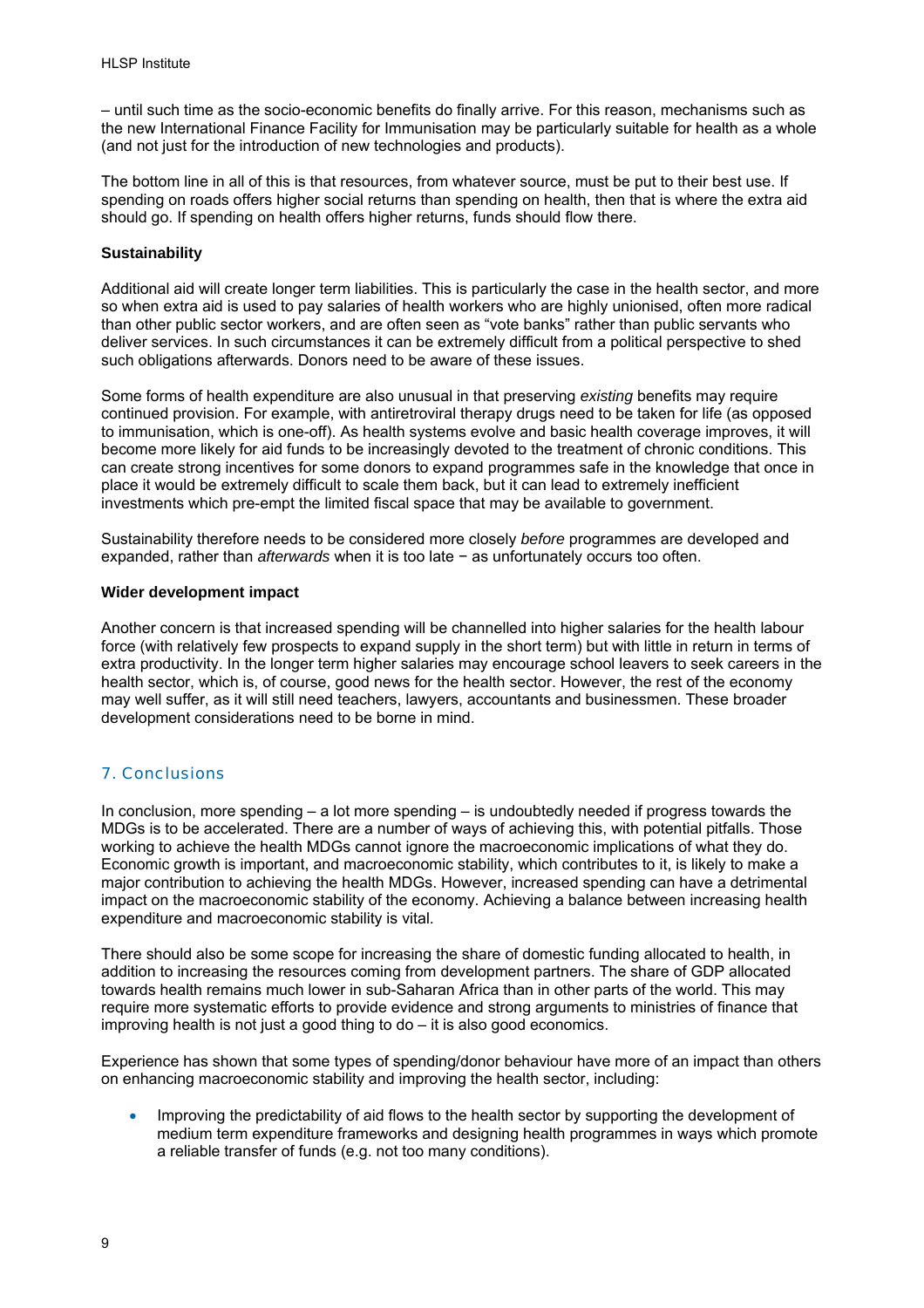– until such time as the socio-economic benefits do finally arrive. For this reason, mechanisms such as the new International Finance Facility for Immunisation may be particularly suitable for health as a whole (and not just for the introduction of new technologies and products).

The bottom line in all of this is that resources, from whatever source, must be put to their best use. If spending on roads offers higher social returns than spending on health, then that is where the extra aid should go. If spending on health offers higher returns, funds should flow there.

**Sustainability**

Additional aid will create longer term liabilities. This is particularly the case in the health sector, and more so when extra aid is used to pay salaries of health workers who are highly unionised, often more radical than other public sector workers, and are often seen as "vote banks" rather than public servants who deliver services. In such circumstances it can be extremely difficult from a political perspective to shed such obligations afterwards. Donors need to be aware of these issues.

Some forms of health expenditure are also unusual in that preserving *existing* benefits may require continued provision. For example, with antiretroviral therapy drugs need to be taken for life (as opposed to immunisation, which is one-off). As health systems evolve and basic health coverage improves, it will become more likely for aid funds to be increasingly devoted to the treatment of chronic conditions. This can create strong incentives for some donors to expand programmes safe in the knowledge that once in place it would be extremely difficult to scale them back, but it can lead to extremely inefficient investments which pre-empt the limited fiscal space that may be available to government.

Sustainability therefore needs to be considered more closely *before* programmes are developed and expanded, rather than *afterwards* when it is too late − as unfortunately occurs too often.

**Wider development impact**

Another concern is that increased spending will be channelled into higher salaries for the health labour force (with relatively few prospects to expand supply in the short term) but with little in return in terms of extra productivity. In the longer term higher salaries may encourage school leavers to seek careers in the health sector, which is, of course, good news for the health sector. However, the rest of the economy may well suffer, as it will still need teachers, lawyers, accountants and businessmen. These broader development considerations need to be borne in mind.

## 7. Conclusions

In conclusion, more spending – a lot more spending – is undoubtedly needed if progress towards the MDGs is to be accelerated. There are a number of ways of achieving this, with potential pitfalls. Those working to achieve the health MDGs cannot ignore the macroeconomic implications of what they do. Economic growth is important, and macroeconomic stability, which contributes to it, is likely to make a major contribution to achieving the health MDGs. However, increased spending can have a detrimental impact on the macroeconomic stability of the economy. Achieving a balance between increasing health expenditure and macroeconomic stability is vital.

There should also be some scope for increasing the share of domestic funding allocated to health, in addition to increasing the resources coming from development partners. The share of GDP allocated towards health remains much lower in sub-Saharan Africa than in other parts of the world. This may require more systematic efforts to provide evidence and strong arguments to ministries of finance that improving health is not just a good thing to do – it is also good economics.

Experience has shown that some types of spending/donor behaviour have more of an impact than others on enhancing macroeconomic stability and improving the health sector, including:

- Improving the predictability of aid flows to the health sector by supporting the development of medium term expenditure frameworks and designing health programmes in ways which promote a reliable transfer of funds (e.g. not too many conditions).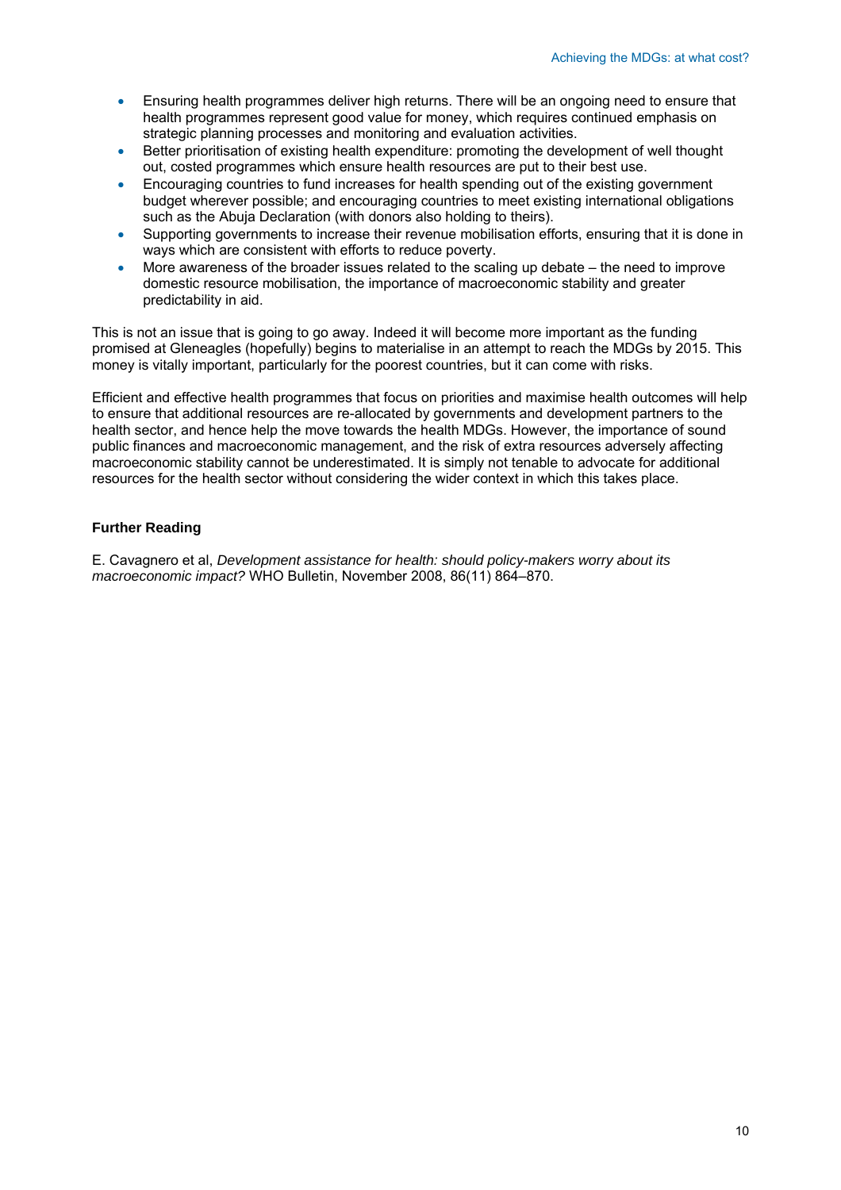- Ensuring health programmes deliver high returns. There will be an ongoing need to ensure that health programmes represent good value for money, which requires continued emphasis on strategic planning processes and monitoring and evaluation activities.
- Better prioritisation of existing health expenditure: promoting the development of well thought out, costed programmes which ensure health resources are put to their best use.
- Encouraging countries to fund increases for health spending out of the existing government budget wherever possible; and encouraging countries to meet existing international obligations such as the Abuja Declaration (with donors also holding to theirs).
- Supporting governments to increase their revenue mobilisation efforts, ensuring that it is done in ways which are consistent with efforts to reduce poverty.
- More awareness of the broader issues related to the scaling up debate – the need to improve domestic resource mobilisation, the importance of macroeconomic stability and greater predictability in aid.

This is not an issue that is going to go away. Indeed it will become more important as the funding promised at Gleneagles (hopefully) begins to materialise in an attempt to reach the MDGs by 2015. This money is vitally important, particularly for the poorest countries, but it can come with risks.

Efficient and effective health programmes that focus on priorities and maximise health outcomes will help to ensure that additional resources are re-allocated by governments and development partners to the health sector, and hence help the move towards the health MDGs. However, the importance of sound public finances and macroeconomic management, and the risk of extra resources adversely affecting macroeconomic stability cannot be underestimated. It is simply not tenable to advocate for additional resources for the health sector without considering the wider context in which this takes place.

**Further Reading**

E. Cavagnero et al, *Development assistance for health: should policy-makers worry about its macroeconomic impact?* WHO Bulletin, November 2008, 86(11) 864–870.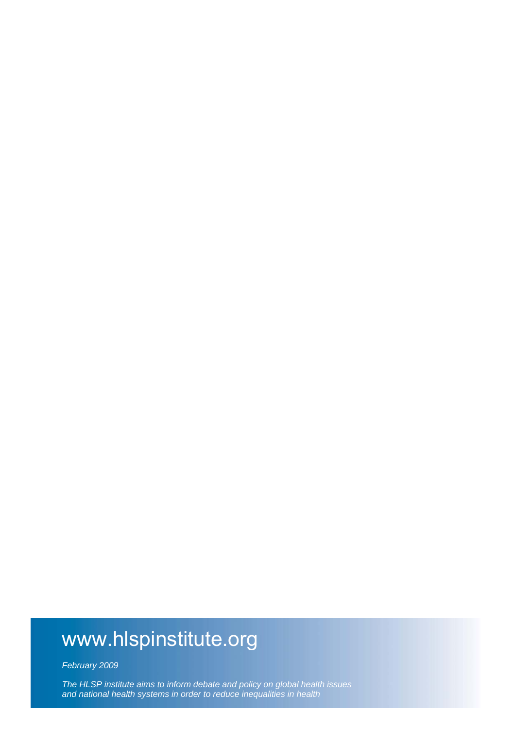www.hlspinstitute.org

*February 2009*

*The HLSP institute aims to inform debate and policy on global health issues and national health systems in order to reduce inequalities in health*